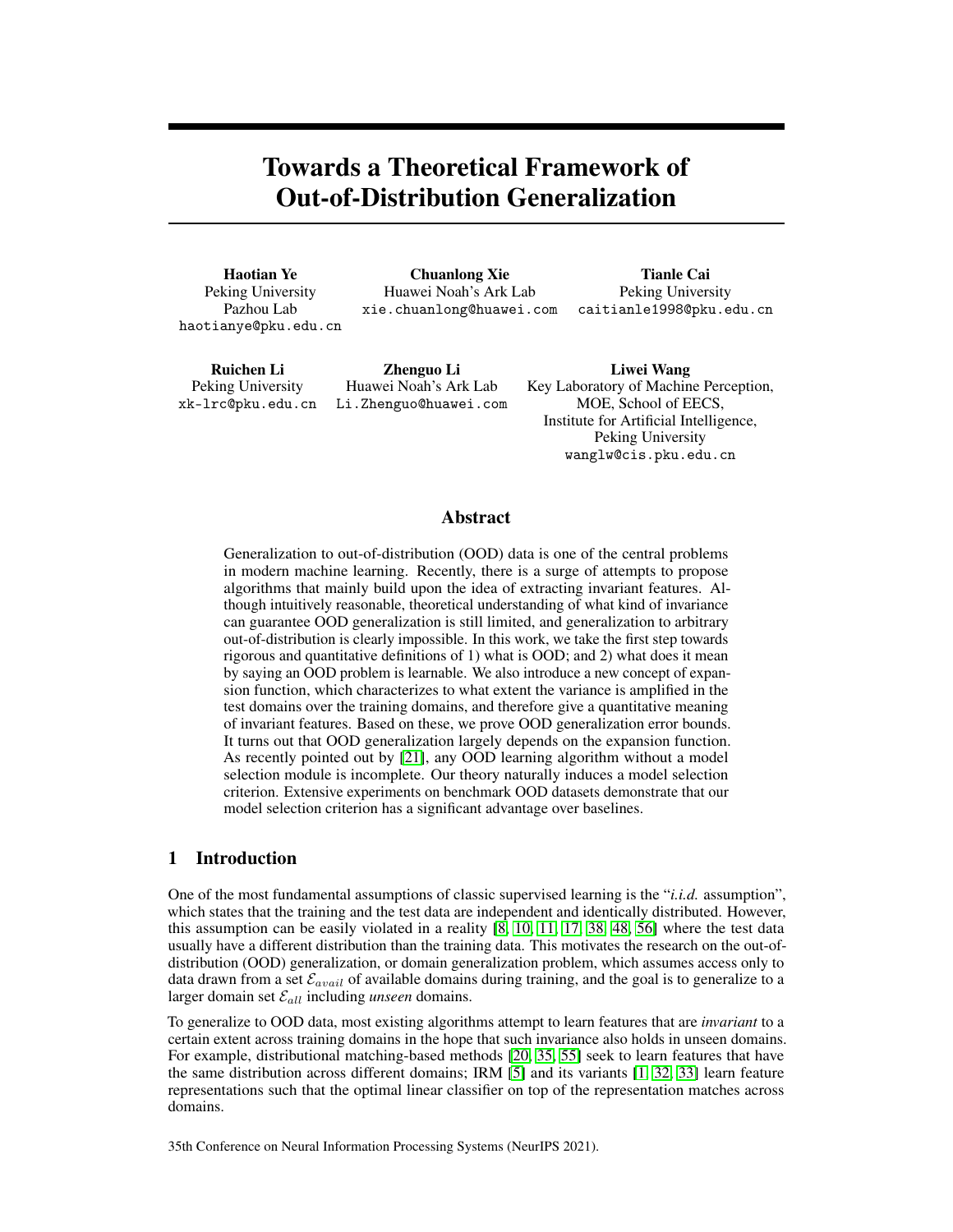# Towards a Theoretical Framework of Out-of-Distribution Generalization

**Haotian Ye**
Peking University
Pazhou Lab
haotianye@pku.edu.cn

**Chuanlong Xie**
Huawei Noah's Ark Lab
xie.chuanlong@huawei.com

**Tianle Cai**
Peking University
caitianle1998@pku.edu.cn

**Ruichen Li**
Peking University
xk-lrc@pku.edu.cn

**Zhenguo Li**
Huawei Noah's Ark Lab
Li.Zhenguo@huawei.com

**Liwei Wang**
Key Laboratory of Machine Perception, MOE, School of EECS, Institute for Artificial Intelligence, Peking University
wanglw@cis.pku.edu.cn

## Abstract

Generalization to out-of-distribution (OOD) data is one of the central problems in modern machine learning. Recently, there is a surge of attempts to propose algorithms that mainly build upon the idea of extracting invariant features. Although intuitively reasonable, theoretical understanding of what kind of invariance can guarantee OOD generalization is still limited, and generalization to arbitrary out-of-distribution is clearly impossible. In this work, we take the first step towards rigorous and quantitative definitions of 1) what is OOD; and 2) what does it mean by saying an OOD problem is learnable. We also introduce a new concept of expansion function, which characterizes to what extent the variance is amplified in the test domains over the training domains, and therefore give a quantitative meaning of invariant features. Based on these, we prove OOD generalization error bounds. It turns out that OOD generalization largely depends on the expansion function. As recently pointed out by [21], any OOD learning algorithm without a model selection module is incomplete. Our theory naturally induces a model selection criterion. Extensive experiments on benchmark OOD datasets demonstrate that our model selection criterion has a significant advantage over baselines.

## 1 Introduction

One of the most fundamental assumptions of classic supervised learning is the "*i.i.d.* assumption", which states that the training and the test data are independent and identically distributed. However, this assumption can be easily violated in a reality [8, 10, 11, 17, 38, 48, 56] where the test data usually have a different distribution than the training data. This motivates the research on the out-of-distribution (OOD) generalization, or domain generalization problem, which assumes access only to data drawn from a set $\mathcal{E}_{avail}$ of available domains during training, and the goal is to generalize to a larger domain set $\mathcal{E}_{all}$ including *unseen* domains.

To generalize to OOD data, most existing algorithms attempt to learn features that are *invariant* to a certain extent across training domains in the hope that such invariance also holds in unseen domains. For example, distributional matching-based methods [20, 35, 55] seek to learn features that have the same distribution across different domains; IRM [5] and its variants [1, 32, 33] learn feature representations such that the optimal linear classifier on top of the representation matches across domains.

35th Conference on Neural Information Processing Systems (NeurIPS 2021).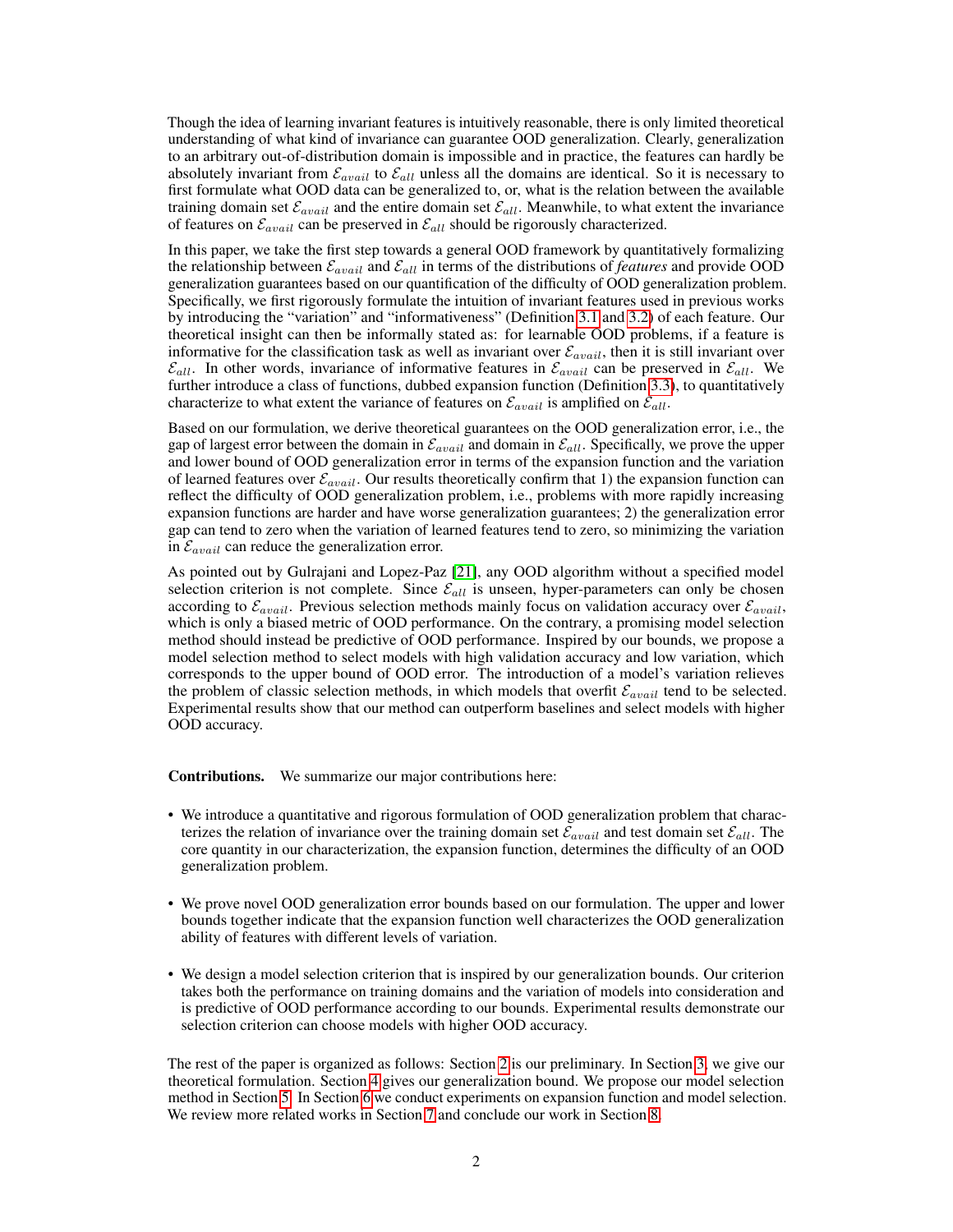Though the idea of learning invariant features is intuitively reasonable, there is only limited theoretical understanding of what kind of invariance can guarantee OOD generalization. Clearly, generalization to an arbitrary out-of-distribution domain is impossible and in practice, the features can hardly be absolutely invariant from $\mathcal{E}_{avail}$ to $\mathcal{E}_{all}$ unless all the domains are identical. So it is necessary to first formulate what OOD data can be generalized to, or, what is the relation between the available training domain set $\mathcal{E}_{avail}$ and the entire domain set $\mathcal{E}_{all}$. Meanwhile, to what extent the invariance of features on $\mathcal{E}_{avail}$ can be preserved in $\mathcal{E}_{all}$ should be rigorously characterized.

In this paper, we take the first step towards a general OOD framework by quantitatively formalizing the relationship between $\mathcal{E}_{avail}$ and $\mathcal{E}_{all}$ in terms of the distributions of *features* and provide OOD generalization guarantees based on our quantification of the difficulty of OOD generalization problem. Specifically, we first rigorously formulate the intuition of invariant features used in previous works by introducing the "variation" and "informativeness" (Definition 3.1 and 3.2) of each feature. Our theoretical insight can then be informally stated as: for learnable OOD problems, if a feature is informative for the classification task as well as invariant over $\mathcal{E}_{avail}$, then it is still invariant over $\mathcal{E}_{all}$. In other words, invariance of informative features in $\mathcal{E}_{avail}$ can be preserved in $\mathcal{E}_{all}$. We further introduce a class of functions, dubbed expansion function (Definition 3.3), to quantitatively characterize to what extent the variance of features on $\mathcal{E}_{avail}$ is amplified on $\mathcal{E}_{all}$.

Based on our formulation, we derive theoretical guarantees on the OOD generalization error, i.e., the gap of largest error between the domain in $\mathcal{E}_{avail}$ and domain in $\mathcal{E}_{all}$. Specifically, we prove the upper and lower bound of OOD generalization error in terms of the expansion function and the variation of learned features over $\mathcal{E}_{avail}$. Our results theoretically confirm that 1) the expansion function can reflect the difficulty of OOD generalization problem, i.e., problems with more rapidly increasing expansion functions are harder and have worse generalization guarantees; 2) the generalization error gap can tend to zero when the variation of learned features tend to zero, so minimizing the variation in $\mathcal{E}_{avail}$ can reduce the generalization error.

As pointed out by Gulrajani and Lopez-Paz [21], any OOD algorithm without a specified model selection criterion is not complete. Since $\mathcal{E}_{all}$ is unseen, hyper-parameters can only be chosen according to $\mathcal{E}_{avail}$. Previous selection methods mainly focus on validation accuracy over $\mathcal{E}_{avail}$, which is only a biased metric of OOD performance. On the contrary, a promising model selection method should instead be predictive of OOD performance. Inspired by our bounds, we propose a model selection method to select models with high validation accuracy and low variation, which corresponds to the upper bound of OOD error. The introduction of a model's variation relieves the problem of classic selection methods, in which models that overfit $\mathcal{E}_{avail}$ tend to be selected. Experimental results show that our method can outperform baselines and select models with higher OOD accuracy.

**Contributions.** We summarize our major contributions here:

- We introduce a quantitative and rigorous formulation of OOD generalization problem that characterizes the relation of invariance over the training domain set $\mathcal{E}_{avail}$ and test domain set $\mathcal{E}_{all}$. The core quantity in our characterization, the expansion function, determines the difficulty of an OOD generalization problem.
- We prove novel OOD generalization error bounds based on our formulation. The upper and lower bounds together indicate that the expansion function well characterizes the OOD generalization ability of features with different levels of variation.
- We design a model selection criterion that is inspired by our generalization bounds. Our criterion takes both the performance on training domains and the variation of models into consideration and is predictive of OOD performance according to our bounds. Experimental results demonstrate our selection criterion can choose models with higher OOD accuracy.

The rest of the paper is organized as follows: Section 2 is our preliminary. In Section 3, we give our theoretical formulation. Section 4 gives our generalization bound. We propose our model selection method in Section 5. In Section 6 we conduct experiments on expansion function and model selection. We review more related works in Section 7 and conclude our work in Section 8.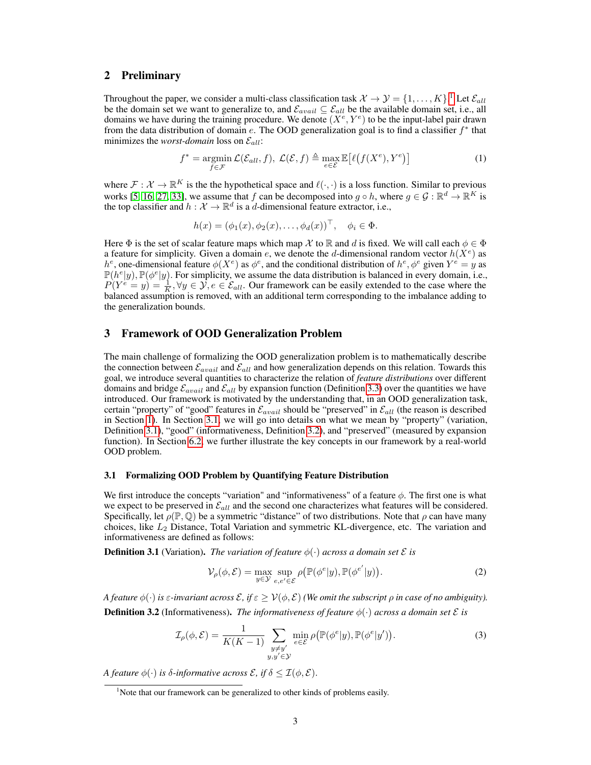## 2 Preliminary

Throughout the paper, we consider a multi-class classification task $\mathcal{X} \to \mathcal{Y} = \{1, \ldots, K\}$.[1] Let $\mathcal{E}_{all}$ be the domain set we want to generalize to, and $\mathcal{E}_{avail} \subseteq \mathcal{E}_{all}$ be the available domain set, i.e., all domains we have during the training procedure. We denote $(X^e, Y^e)$ to be the input-label pair drawn from the data distribution of domain $e$. The OOD generalization goal is to find a classifier $f^*$ that minimizes the *worst-domain* loss on $\mathcal{E}_{all}$:

$$f^* = \operatorname*{argmin}_{f \in \mathcal{F}} \mathcal{L}(\mathcal{E}_{all}, f), \ \mathcal{L}(\mathcal{E}, f) \triangleq \max_{e \in \mathcal{E}} \mathbb{E}\big[\ell\big(f(X^e), Y^e\big)\big] \tag{1}$$

where $\mathcal{F} : \mathcal{X} \to \mathbb{R}^K$ is the the hypothetical space and $\ell(\cdot, \cdot)$ is a loss function. Similar to previous works [5, 16, 27, 33], we assume that $f$ can be decomposed into $g \circ h$, where $g \in \mathcal{G} : \mathbb{R}^d \to \mathbb{R}^K$ is the top classifier and $h : \mathcal{X} \to \mathbb{R}^d$ is a $d$-dimensional feature extractor, i.e.,

$$h(x) = (\phi_1(x), \phi_2(x), \ldots, \phi_d(x))^\top, \quad \phi_i \in \Phi.$$

Here $\Phi$ is the set of scalar feature maps which map $\mathcal{X}$ to $\mathbb{R}$ and $d$ is fixed. We will call each $\phi \in \Phi$ a feature for simplicity. Given a domain $e$, we denote the $d$-dimensional random vector $h(X^e)$ as $h^e$, one-dimensional feature $\phi(X^e)$ as $\phi^e$, and the conditional distribution of $h^e, \phi^e$ given $Y^e = y$ as $\mathbb{P}(h^e|y), \mathbb{P}(\phi^e|y)$. For simplicity, we assume the data distribution is balanced in every domain, i.e., $P(Y^e = y) = \frac{1}{K}, \forall y \in \mathcal{Y}, e \in \mathcal{E}_{all}$. Our framework can be easily extended to the case where the balanced assumption is removed, with an additional term corresponding to the imbalance adding to the generalization bounds.

## 3 Framework of OOD Generalization Problem

The main challenge of formalizing the OOD generalization problem is to mathematically describe the connection between $\mathcal{E}_{avail}$ and $\mathcal{E}_{all}$ and how generalization depends on this relation. Towards this goal, we introduce several quantities to characterize the relation of *feature distributions* over different domains and bridge $\mathcal{E}_{avail}$ and $\mathcal{E}_{all}$ by expansion function (Definition 3.3) over the quantities we have introduced. Our framework is motivated by the understanding that, in an OOD generalization task, certain "property" of "good" features in $\mathcal{E}_{avail}$ should be "preserved" in $\mathcal{E}_{all}$ (the reason is described in Section 1). In Section 3.1, we will go into details on what we mean by "property" (variation, Definition 3.1), "good" (informativeness, Definition 3.2), and "preserved" (measured by expansion function). In Section 6.2, we further illustrate the key concepts in our framework by a real-world OOD problem.

### 3.1 Formalizing OOD Problem by Quantifying Feature Distribution

We first introduce the concepts "variation" and "informativeness" of a feature $\phi$. The first one is what we expect to be preserved in $\mathcal{E}_{all}$ and the second one characterizes what features will be considered. Specifically, let $\rho(\mathbb{P}, \mathbb{Q})$ be a symmetric "distance" of two distributions. Note that $\rho$ can have many choices, like $L_2$ Distance, Total Variation and symmetric KL-divergence, etc. The variation and informativeness are defined as follows:

**Definition 3.1** (Variation). *The variation of feature $\phi(\cdot)$ across a domain set $\mathcal{E}$ is*

$$\mathcal{V}_\rho(\phi, \mathcal{E}) = \max_{y \in \mathcal{Y}} \sup_{e, e' \in \mathcal{E}} \rho\big(\mathbb{P}(\phi^e|y), \mathbb{P}(\phi^{e'}|y)\big). \tag{2}$$

*A feature $\phi(\cdot)$ is $\varepsilon$-invariant across $\mathcal{E}$, if $\varepsilon \geq \mathcal{V}(\phi, \mathcal{E})$ (We omit the subscript $\rho$ in case of no ambiguity).*

**Definition 3.2** (Informativeness). *The informativeness of feature $\phi(\cdot)$ across a domain set $\mathcal{E}$ is*

$$\mathcal{I}_\rho(\phi, \mathcal{E}) = \frac{1}{K(K-1)} \sum_{\substack{y \neq y' \\ y, y' \in \mathcal{Y}}} \min_{e \in \mathcal{E}} \rho\big(\mathbb{P}(\phi^e|y), \mathbb{P}(\phi^e|y')\big). \tag{3}$$

*A feature $\phi(\cdot)$ is $\delta$-informative across $\mathcal{E}$, if $\delta \leq \mathcal{I}(\phi, \mathcal{E})$.*

[1] Note that our framework can be generalized to other kinds of problems easily.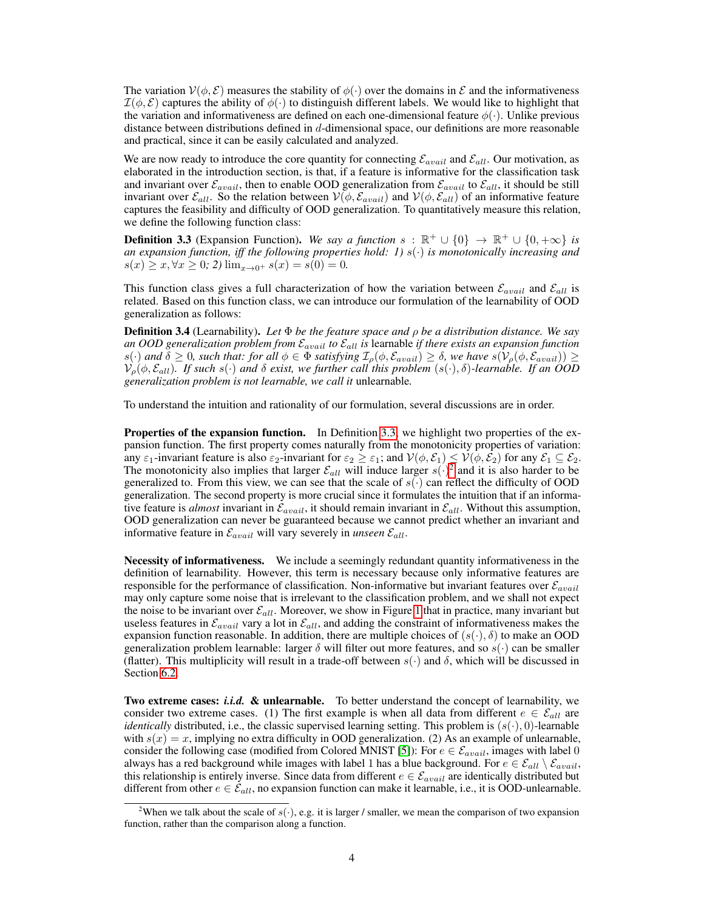The variation $\mathcal{V}(\phi, \mathcal{E})$ measures the stability of $\phi(\cdot)$ over the domains in $\mathcal{E}$ and the informativeness $\mathcal{I}(\phi, \mathcal{E})$ captures the ability of $\phi(\cdot)$ to distinguish different labels. We would like to highlight that the variation and informativeness are defined on each one-dimensional feature $\phi(\cdot)$. Unlike previous distance between distributions defined in $d$-dimensional space, our definitions are more reasonable and practical, since it can be easily calculated and analyzed.

We are now ready to introduce the core quantity for connecting $\mathcal{E}_{avail}$ and $\mathcal{E}_{all}$. Our motivation, as elaborated in the introduction section, is that, if a feature is informative for the classification task and invariant over $\mathcal{E}_{avail}$, then to enable OOD generalization from $\mathcal{E}_{avail}$ to $\mathcal{E}_{all}$, it should be still invariant over $\mathcal{E}_{all}$. So the relation between $\mathcal{V}(\phi, \mathcal{E}_{avail})$ and $\mathcal{V}(\phi, \mathcal{E}_{all})$ of an informative feature captures the feasibility and difficulty of OOD generalization. To quantitatively measure this relation, we define the following function class:

**Definition 3.3** (Expansion Function). *We say a function $s : \mathbb{R}^+ \cup \{0\} \to \mathbb{R}^+ \cup \{0, +\infty\}$ is an expansion function, iff the following properties hold: 1) $s(\cdot)$ is monotonically increasing and $s(x) \geq x, \forall x \geq 0$; 2) $\lim_{x \to 0^+} s(x) = s(0) = 0$.*

This function class gives a full characterization of how the variation between $\mathcal{E}_{avail}$ and $\mathcal{E}_{all}$ is related. Based on this function class, we can introduce our formulation of the learnability of OOD generalization as follows:

**Definition 3.4** (Learnability). *Let $\Phi$ be the feature space and $\rho$ be a distribution distance. We say an OOD generalization problem from $\mathcal{E}_{avail}$ to $\mathcal{E}_{all}$ is* learnable *if there exists an expansion function $s(\cdot)$ and $\delta \geq 0$, such that: for all $\phi \in \Phi$ satisfying $\mathcal{I}_\rho(\phi, \mathcal{E}_{avail}) \geq \delta$, we have $s(\mathcal{V}_\rho(\phi, \mathcal{E}_{avail})) \geq \mathcal{V}_\rho(\phi, \mathcal{E}_{all})$. If such $s(\cdot)$ and $\delta$ exist, we further call this problem $(s(\cdot), \delta)$-learnable. If an OOD generalization problem is not learnable, we call it* unlearnable.

To understand the intuition and rationality of our formulation, several discussions are in order.

**Properties of the expansion function.** In Definition 3.3, we highlight two properties of the expansion function. The first property comes naturally from the monotonicity properties of variation: any $\varepsilon_1$-invariant feature is also $\varepsilon_2$-invariant for $\varepsilon_2 \geq \varepsilon_1$; and $\mathcal{V}(\phi, \mathcal{E}_1) \leq \mathcal{V}(\phi, \mathcal{E}_2)$ for any $\mathcal{E}_1 \subseteq \mathcal{E}_2$. The monotonicity also implies that larger $\mathcal{E}_{all}$ will induce larger $s(\cdot)$[2] and it is also harder to be generalized to. From this view, we can see that the scale of $s(\cdot)$ can reflect the difficulty of OOD generalization. The second property is more crucial since it formulates the intuition that if an informative feature is *almost* invariant in $\mathcal{E}_{avail}$, it should remain invariant in $\mathcal{E}_{all}$. Without this assumption, OOD generalization can never be guaranteed because we cannot predict whether an invariant and informative feature in $\mathcal{E}_{avail}$ will vary severely in *unseen* $\mathcal{E}_{all}$.

**Necessity of informativeness.** We include a seemingly redundant quantity informativeness in the definition of learnability. However, this term is necessary because only informative features are responsible for the performance of classification. Non-informative but invariant features over $\mathcal{E}_{avail}$ may only capture some noise that is irrelevant to the classification problem, and we shall not expect the noise to be invariant over $\mathcal{E}_{all}$. Moreover, we show in Figure 1 that in practice, many invariant but useless features in $\mathcal{E}_{avail}$ vary a lot in $\mathcal{E}_{all}$, and adding the constraint of informativeness makes the expansion function reasonable. In addition, there are multiple choices of $(s(\cdot), \delta)$ to make an OOD generalization problem learnable: larger $\delta$ will filter out more features, and so $s(\cdot)$ can be smaller (flatter). This multiplicity will result in a trade-off between $s(\cdot)$ and $\delta$, which will be discussed in Section 6.2.

**Two extreme cases: *i.i.d.* & unlearnable.** To better understand the concept of learnability, we consider two extreme cases. (1) The first example is when all data from different $e \in \mathcal{E}_{all}$ are *identically* distributed, i.e., the classic supervised learning setting. This problem is $(s(\cdot), 0)$-learnable with $s(x) = x$, implying no extra difficulty in OOD generalization. (2) As an example of unlearnable, consider the following case (modified from Colored MNIST [5]): For $e \in \mathcal{E}_{avail}$, images with label 0 always has a red background while images with label 1 has a blue background. For $e \in \mathcal{E}_{all} \setminus \mathcal{E}_{avail}$, this relationship is entirely inverse. Since data from different $e \in \mathcal{E}_{avail}$ are identically distributed but different from other $e \in \mathcal{E}_{all}$, no expansion function can make it learnable, i.e., it is OOD-unlearnable.

[2] When we talk about the scale of $s(\cdot)$, e.g. it is larger / smaller, we mean the comparison of two expansion function, rather than the comparison along a function.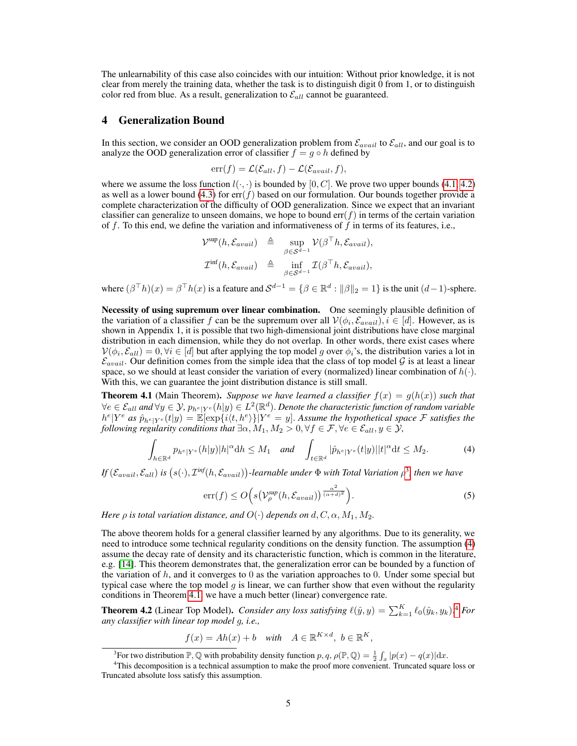The unlearnability of this case also coincides with our intuition: Without prior knowledge, it is not clear from merely the training data, whether the task is to distinguish digit 0 from 1, or to distinguish color red from blue. As a result, generalization to $\mathcal{E}_{all}$ cannot be guaranteed.

## 4 Generalization Bound

In this section, we consider an OOD generalization problem from $\mathcal{E}_{avail}$ to $\mathcal{E}_{all}$, and our goal is to analyze the OOD generalization error of classifier $f = g \circ h$ defined by

$$\text{err}(f) = \mathcal{L}(\mathcal{E}_{all}, f) - \mathcal{L}(\mathcal{E}_{avail}, f),$$

where we assume the loss function $l(\cdot, \cdot)$ is bounded by $[0, C]$. We prove two upper bounds (4.1, 4.2) as well as a lower bound (4.3) for $\text{err}(f)$ based on our formulation. Our bounds together provide a complete characterization of the difficulty of OOD generalization. Since we expect that an invariant classifier can generalize to unseen domains, we hope to bound $\text{err}(f)$ in terms of the certain variation of $f$. To this end, we define the variation and informativeness of $f$ in terms of its features, i.e.,

$$\begin{aligned}
\mathcal{V}^{\text{sup}}(h, \mathcal{E}_{avail}) &\triangleq \sup_{\beta \in \mathcal{S}^{d-1}} \mathcal{V}(\beta^\top h, \mathcal{E}_{avail}), \\
\mathcal{I}^{\text{inf}}(h, \mathcal{E}_{avail}) &\triangleq \inf_{\beta \in \mathcal{S}^{d-1}} \mathcal{I}(\beta^\top h, \mathcal{E}_{avail}),
\end{aligned}$$

where $(\beta^\top h)(x) = \beta^\top h(x)$ is a feature and $\mathcal{S}^{d-1} = \{\beta \in \mathbb{R}^d : \|\beta\|_2 = 1\}$ is the unit $(d-1)$-sphere.

**Necessity of using supremum over linear combination.** One seemingly plausible definition of the variation of a classifier $f$ can be the supremum over all $\mathcal{V}(\phi_i, \mathcal{E}_{avail}), i \in [d]$. However, as is shown in Appendix 1, it is possible that two high-dimensional joint distributions have close marginal distribution in each dimension, while they do not overlap. In other words, there exist cases where $\mathcal{V}(\phi_i, \mathcal{E}_{all}) = 0, \forall i \in [d]$ but after applying the top model $g$ over $\phi_i$'s, the distribution varies a lot in $\mathcal{E}_{avail}$. Our definition comes from the simple idea that the class of top model $\mathcal{G}$ is at least a linear space, so we should at least consider the variation of every (normalized) linear combination of $h(\cdot)$. With this, we can guarantee the joint distribution distance is still small.

**Theorem 4.1** (Main Theorem). *Suppose we have learned a classifier $f(x) = g(h(x))$ such that $\forall e \in \mathcal{E}_{all}$ and $\forall y \in \mathcal{Y}$, $p_{h^e|Y^e}(h|y) \in L^2(\mathbb{R}^d)$. Denote the characteristic function of random variable $h^e|Y^e$ as $\hat{p}_{h^e|Y^e}(t|y) = \mathbb{E}[\exp\{i\langle t, h^e\rangle\}|Y^e = y]$. Assume the hypothetical space $\mathcal{F}$ satisfies the following regularity conditions that $\exists \alpha, M_1, M_2 > 0, \forall f \in \mathcal{F}, \forall e \in \mathcal{E}_{all}, y \in \mathcal{Y}$,*

$$\int_{h \in \mathbb{R}^d} p_{h^e|Y^e}(h|y)|h|^\alpha \mathrm{d}h \leq M_1 \quad \text{and} \quad \int_{t \in \mathbb{R}^d} |\hat{p}_{h^e|Y^e}(t|y)||t|^\alpha \mathrm{d}t \leq M_2. \tag{4}$$

*If $(\mathcal{E}_{avail}, \mathcal{E}_{all})$ is $\big(s(\cdot), \mathcal{I}^{\text{inf}}(h, \mathcal{E}_{avail})\big)$-learnable under $\Phi$ with Total Variation $\rho$[3], then we have*

$$\text{err}(f) \leq O\Big(s\big(\mathcal{V}_\rho^{\text{sup}}(h, \mathcal{E}_{avail})\big)^{\frac{\alpha^2}{(\alpha+d)^2}}\Big). \tag{5}$$

*Here $\rho$ is total variation distance, and $O(\cdot)$ depends on $d, C, \alpha, M_1, M_2$.*

The above theorem holds for a general classifier learned by any algorithms. Due to its generality, we need to introduce some technical regularity conditions on the density function. The assumption (4) assume the decay rate of density and its characteristic function, which is common in the literature, e.g. [14]. This theorem demonstrates that, the generalization error can be bounded by a function of the variation of $h$, and it converges to 0 as the variation approaches to 0. Under some special but typical case where the top model $g$ is linear, we can further show that even without the regularity conditions in Theorem 4.1, we have a much better (linear) convergence rate.

**Theorem 4.2** (Linear Top Model). *Consider any loss satisfying $\ell(\hat{y}, y) = \sum_{k=1}^K \ell_0(\hat{y}_k, y_k)$.*[4] *For any classifier with linear top model $g$, i.e.,*

$$f(x) = Ah(x) + b \quad \text{with} \quad A \in \mathbb{R}^{K \times d},\ b \in \mathbb{R}^K,$$

[3]For two distribution $\mathbb{P}, \mathbb{Q}$ with probability density function $p, q$, $\rho(\mathbb{P}, \mathbb{Q}) = \frac{1}{2}\int_x |p(x) - q(x)|\mathrm{d}x$.

[4]This decomposition is a technical assumption to make the proof more convenient. Truncated square loss or Truncated absolute loss satisfy this assumption.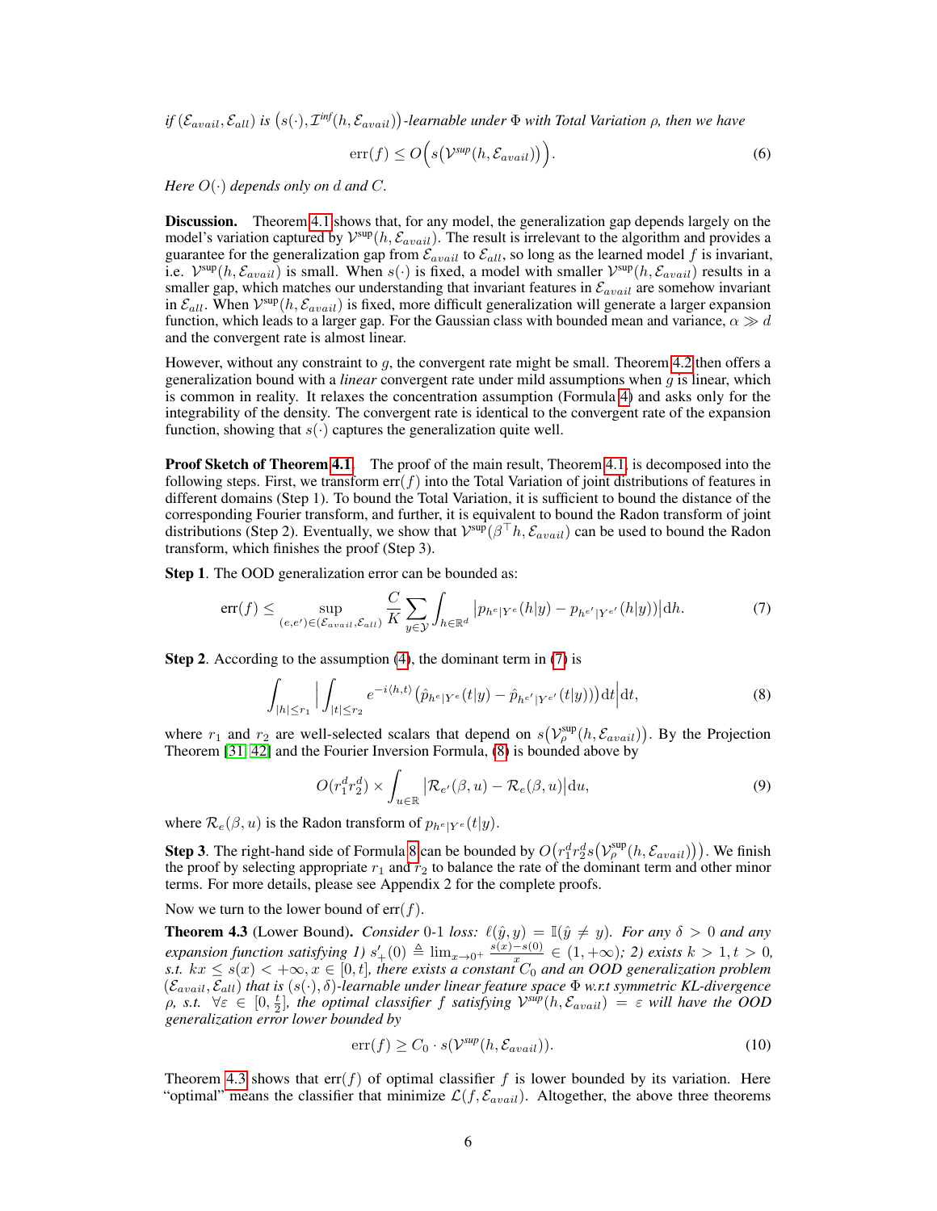*if* $(\mathcal{E}_{avail}, \mathcal{E}_{all})$ *is* $\big(s(\cdot), \mathcal{I}^{inf}(h, \mathcal{E}_{avail})\big)$*-learnable under* $\Phi$ *with Total Variation* $\rho$*, then we have*

$$\operatorname{err}(f) \le O\Big(s\big(\mathcal{V}^{sup}(h, \mathcal{E}_{avail})\big)\Big). \tag{6}$$

*Here* $O(\cdot)$ *depends only on* $d$ *and* $C$*.*

**Discussion.** Theorem 4.1 shows that, for any model, the generalization gap depends largely on the model's variation captured by $\mathcal{V}^{\text{sup}}(h, \mathcal{E}_{avail})$. The result is irrelevant to the algorithm and provides a guarantee for the generalization gap from $\mathcal{E}_{avail}$ to $\mathcal{E}_{all}$, so long as the learned model $f$ is invariant, i.e. $\mathcal{V}^{\text{sup}}(h, \mathcal{E}_{avail})$ is small. When $s(\cdot)$ is fixed, a model with smaller $\mathcal{V}^{\text{sup}}(h, \mathcal{E}_{avail})$ results in a smaller gap, which matches our understanding that invariant features in $\mathcal{E}_{avail}$ are somehow invariant in $\mathcal{E}_{all}$. When $\mathcal{V}^{\text{sup}}(h, \mathcal{E}_{avail})$ is fixed, more difficult generalization will generate a larger expansion function, which leads to a larger gap. For the Gaussian class with bounded mean and variance, $\alpha \gg d$ and the convergent rate is almost linear.

However, without any constraint to $g$, the convergent rate might be small. Theorem 4.2 then offers a generalization bound with a *linear* convergent rate under mild assumptions when $g$ is linear, which is common in reality. It relaxes the concentration assumption (Formula 4) and asks only for the integrability of the density. The convergent rate is identical to the convergent rate of the expansion function, showing that $s(\cdot)$ captures the generalization quite well.

**Proof Sketch of Theorem 4.1.** The proof of the main result, Theorem 4.1, is decomposed into the following steps. First, we transform $\operatorname{err}(f)$ into the Total Variation of joint distributions of features in different domains (Step 1). To bound the Total Variation, it is sufficient to bound the distance of the corresponding Fourier transform, and further, it is equivalent to bound the Radon transform of joint distributions (Step 2). Eventually, we show that $\mathcal{V}^{\text{sup}}(\beta^\top h, \mathcal{E}_{avail})$ can be used to bound the Radon transform, which finishes the proof (Step 3).

**Step 1**. The OOD generalization error can be bounded as:

$$\operatorname{err}(f) \le \sup_{(e,e') \in (\mathcal{E}_{avail}, \mathcal{E}_{all})} \frac{C}{K} \sum_{y \in \mathcal{Y}} \int_{h \in \mathbb{R}^d} \big| p_{h^e|Y^e}(h|y) - p_{h^{e'}|Y^{e'}}(h|y)\big| \mathrm{d}h. \tag{7}$$

**Step 2**. According to the assumption (4), the dominant term in (7) is

$$\int_{|h| \le r_1} \Big| \int_{|t| \le r_2} e^{-i\langle h, t\rangle} \big(\hat{p}_{h^e|Y^e}(t|y) - \hat{p}_{h^{e'}|Y^{e'}}(t|y)\big) \mathrm{d}t \Big| \mathrm{d}t, \tag{8}$$

where $r_1$ and $r_2$ are well-selected scalars that depend on $s\big(\mathcal{V}_\rho^{\text{sup}}(h, \mathcal{E}_{avail})\big)$. By the Projection Theorem [31, 42] and the Fourier Inversion Formula, (8) is bounded above by

$$O(r_1^d r_2^d) \times \int_{u \in \mathbb{R}} \big| \mathcal{R}_{e'}(\beta, u) - \mathcal{R}_e(\beta, u)\big| \mathrm{d}u, \tag{9}$$

where $\mathcal{R}_e(\beta, u)$ is the Radon transform of $p_{h^e|Y^e}(t|y)$.

**Step 3**. The right-hand side of Formula 8 can be bounded by $O\big(r_1^d r_2^d s\big(\mathcal{V}_\rho^{\text{sup}}(h, \mathcal{E}_{avail})\big)\big)$. We finish the proof by selecting appropriate $r_1$ and $r_2$ to balance the rate of the dominant term and other minor terms. For more details, please see Appendix 2 for the complete proofs.

Now we turn to the lower bound of $\operatorname{err}(f)$.

**Theorem 4.3** (Lower Bound). *Consider 0-1 loss:* $\ell(\hat{y}, y) = \mathbb{I}(\hat{y} \neq y)$*. For any* $\delta > 0$ *and any expansion function satisfying 1)* $s'_+(0) \triangleq \lim_{x \to 0^+} \frac{s(x) - s(0)}{x} \in (1, +\infty)$*; 2) exists* $k > 1, t > 0$*, s.t.* $kx \le s(x) < +\infty, x \in [0, t]$*, there exists a constant* $C_0$ *and an OOD generalization problem* $(\mathcal{E}_{avail}, \mathcal{E}_{all})$ *that is* $(s(\cdot), \delta)$*-learnable under linear feature space* $\Phi$ *w.r.t symmetric KL-divergence* $\rho$*, s.t.* $\forall \varepsilon \in [0, \frac{t}{2}]$*, the optimal classifier* $f$ *satisfying* $\mathcal{V}^{sup}(h, \mathcal{E}_{avail}) = \varepsilon$ *will have the OOD generalization error lower bounded by*

$$\operatorname{err}(f) \ge C_0 \cdot s(\mathcal{V}^{sup}(h, \mathcal{E}_{avail})). \tag{10}$$

Theorem 4.3 shows that $\operatorname{err}(f)$ of optimal classifier $f$ is lower bounded by its variation. Here "optimal" means the classifier that minimize $\mathcal{L}(f, \mathcal{E}_{avail})$. Altogether, the above three theorems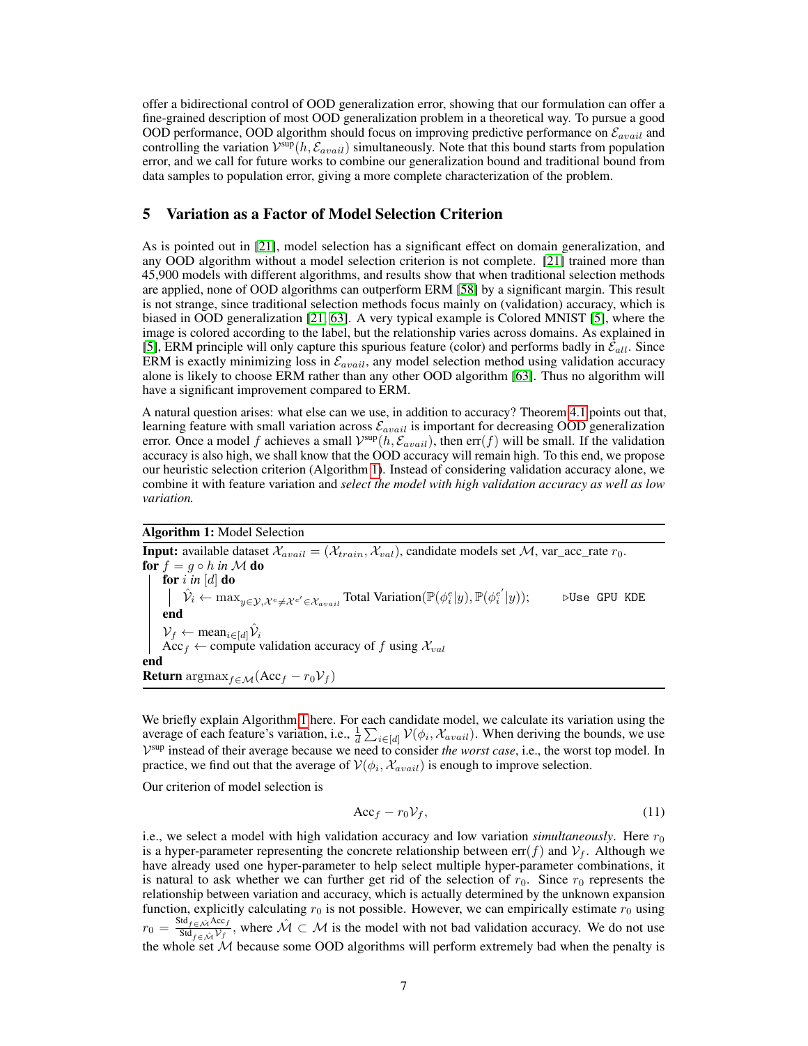offer a bidirectional control of OOD generalization error, showing that our formulation can offer a fine-grained description of most OOD generalization problem in a theoretical way. To pursue a good OOD performance, OOD algorithm should focus on improving predictive performance on $\mathcal{E}_{avail}$ and controlling the variation $\mathcal{V}^{\sup}(h, \mathcal{E}_{avail})$ simultaneously. Note that this bound starts from population error, and we call for future works to combine our generalization bound and traditional bound from data samples to population error, giving a more complete characterization of the problem.

## 5 Variation as a Factor of Model Selection Criterion

As is pointed out in [21], model selection has a significant effect on domain generalization, and any OOD algorithm without a model selection criterion is not complete. [21] trained more than 45,900 models with different algorithms, and results show that when traditional selection methods are applied, none of OOD algorithms can outperform ERM [58] by a significant margin. This result is not strange, since traditional selection methods focus mainly on (validation) accuracy, which is biased in OOD generalization [21, 63]. A very typical example is Colored MNIST [5], where the image is colored according to the label, but the relationship varies across domains. As explained in [5], ERM principle will only capture this spurious feature (color) and performs badly in $\mathcal{E}_{all}$. Since ERM is exactly minimizing loss in $\mathcal{E}_{avail}$, any model selection method using validation accuracy alone is likely to choose ERM rather than any other OOD algorithm [63]. Thus no algorithm will have a significant improvement compared to ERM.

A natural question arises: what else can we use, in addition to accuracy? Theorem 4.1 points out that, learning feature with small variation across $\mathcal{E}_{avail}$ is important for decreasing OOD generalization error. Once a model $f$ achieves a small $\mathcal{V}^{\sup}(h, \mathcal{E}_{avail})$, then $\text{err}(f)$ will be small. If the validation accuracy is also high, we shall know that the OOD accuracy will remain high. To this end, we propose our heuristic selection criterion (Algorithm 1). Instead of considering validation accuracy alone, we combine it with feature variation and *select the model with high validation accuracy as well as low variation.*

**Algorithm 1:** Model Selection

**Input:** available dataset $\mathcal{X}_{avail} = (\mathcal{X}_{train}, \mathcal{X}_{val})$, candidate models set $\mathcal{M}$, var_acc_rate $r_0$.
**for** $f = g \circ h$ *in* $\mathcal{M}$ **do**
  **for** $i$ *in* $[d]$ **do**
    $\hat{\mathcal{V}}_i \leftarrow \max_{y \in \mathcal{Y}, \mathcal{X}^e \neq \mathcal{X}^{e'} \in \mathcal{X}_{avail}}$ Total Variation$(\mathbb{P}(\phi_i^e|y), \mathbb{P}(\phi_i^{e'}|y))$;   ▷Use GPU KDE
  **end**
  $\mathcal{V}_f \leftarrow \text{mean}_{i \in [d]} \hat{\mathcal{V}}_i$
  $\text{Acc}_f \leftarrow$ compute validation accuracy of $f$ using $\mathcal{X}_{val}$
**end**
**Return** $\text{argmax}_{f \in \mathcal{M}}(\text{Acc}_f - r_0 \mathcal{V}_f)$

We briefly explain Algorithm 1 here. For each candidate model, we calculate its variation using the average of each feature's variation, i.e., $\frac{1}{d}\sum_{i \in [d]} \mathcal{V}(\phi_i, \mathcal{X}_{avail})$. When deriving the bounds, we use $\mathcal{V}^{\sup}$ instead of their average because we need to consider *the worst case*, i.e., the worst top model. In practice, we find out that the average of $\mathcal{V}(\phi_i, \mathcal{X}_{avail})$ is enough to improve selection.

Our criterion of model selection is

$$\text{Acc}_f - r_0 \mathcal{V}_f, \tag{11}$$

i.e., we select a model with high validation accuracy and low variation *simultaneously*. Here $r_0$ is a hyper-parameter representing the concrete relationship between $\text{err}(f)$ and $\mathcal{V}_f$. Although we have already used one hyper-parameter to help select multiple hyper-parameter combinations, it is natural to ask whether we can further get rid of the selection of $r_0$. Since $r_0$ represents the relationship between variation and accuracy, which is actually determined by the unknown expansion function, explicitly calculating $r_0$ is not possible. However, we can empirically estimate $r_0$ using $r_0 = \frac{\text{Std}_{f \in \hat{\mathcal{M}}} \text{Acc}_f}{\text{Std}_{f \in \hat{\mathcal{M}}} \mathcal{V}_f}$, where $\hat{\mathcal{M}} \subset \mathcal{M}$ is the model with not bad validation accuracy. We do not use the whole set $\mathcal{M}$ because some OOD algorithms will perform extremely bad when the penalty is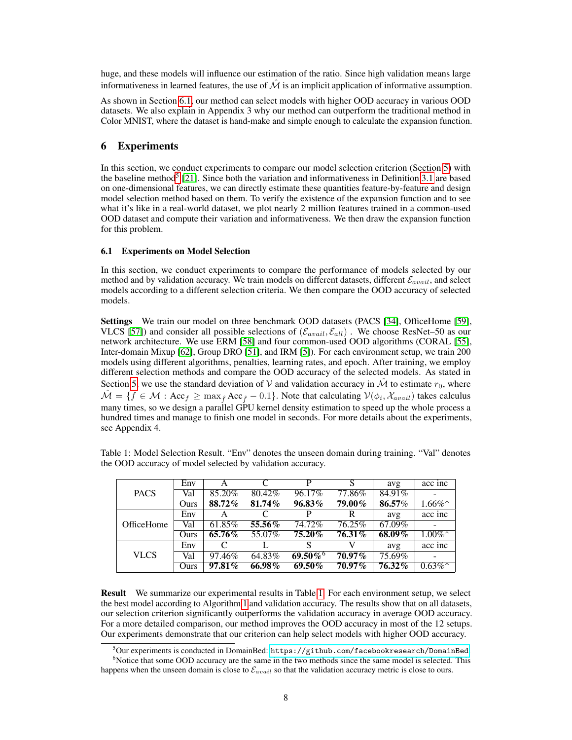huge, and these models will influence our estimation of the ratio. Since high validation means large informativeness in learned features, the use of $\hat{\mathcal{M}}$ is an implicit application of informative assumption.

As shown in Section 6.1, our method can select models with higher OOD accuracy in various OOD datasets. We also explain in Appendix 3 why our method can outperform the traditional method in Color MNIST, where the dataset is hand-make and simple enough to calculate the expansion function.

## 6 Experiments

In this section, we conduct experiments to compare our model selection criterion (Section 5) with the baseline method[5] [21]. Since both the variation and informativeness in Definition 3.1 are based on one-dimensional features, we can directly estimate these quantities feature-by-feature and design model selection method based on them. To verify the existence of the expansion function and to see what it's like in a real-world dataset, we plot nearly 2 million features trained in a common-used OOD dataset and compute their variation and informativeness. We then draw the expansion function for this problem.

### 6.1 Experiments on Model Selection

In this section, we conduct experiments to compare the performance of models selected by our method and by validation accuracy. We train models on different datasets, different $\mathcal{E}_{avail}$, and select models according to a different selection criteria. We then compare the OOD accuracy of selected models.

**Settings** We train our model on three benchmark OOD datasets (PACS [34], OfficeHome [59], VLCS [57]) and consider all possible selections of $(\mathcal{E}_{avail}, \mathcal{E}_{all})$ . We choose ResNet–50 as our network architecture. We use ERM [58] and four common-used OOD algorithms (CORAL [55], Inter-domain Mixup [62], Group DRO [51], and IRM [5]). For each environment setup, we train 200 models using different algorithms, penalties, learning rates, and epoch. After training, we employ different selection methods and compare the OOD accuracy of the selected models. As stated in Section 5, we use the standard deviation of $\mathcal{V}$ and validation accuracy in $\hat{\mathcal{M}}$ to estimate $r_0$, where $\hat{\mathcal{M}} = \{f \in \mathcal{M} : \text{Acc}_f \geq \max_{\hat{f}} \text{Acc}_{\hat{f}} - 0.1\}$. Note that calculating $\mathcal{V}(\phi_i, \mathcal{X}_{avail})$ takes calculus many times, so we design a parallel GPU kernel density estimation to speed up the whole process a hundred times and manage to finish one model in seconds. For more details about the experiments, see Appendix 4.

Table 1: Model Selection Result. "Env" denotes the unseen domain during training. "Val" denotes the OOD accuracy of model selected by validation accuracy.

| | | | | | | | |
|---|---|---|---|---|---|---|---|
| PACS | Env | A | C | P | S | avg | acc inc |
| | Val | 85.20% | 80.42% | 96.17% | 77.86% | 84.91% | - |
| | Ours | **88.72%** | **81.74%** | **96.83%** | **79.00%** | **86.57%** | 1.66%↑ |
| OfficeHome | Env | A | C | P | R | avg | acc inc |
| | Val | 61.85% | **55.56%** | 74.72% | 76.25% | 67.09% | - |
| | Ours | **65.76%** | 55.07% | **75.20%** | **76.31%** | **68.09%** | 1.00%↑ |
| VLCS | Env | C | L | S | V | avg | acc inc |
| | Val | 97.46% | 64.83% | **69.50%**[6] | **70.97%** | 75.69% | - |
| | Ours | **97.81%** | **66.98%** | **69.50%** | **70.97%** | **76.32%** | 0.63%↑ |

**Result** We summarize our experimental results in Table 1. For each environment setup, we select the best model according to Algorithm 1 and validation accuracy. The results show that on all datasets, our selection criterion significantly outperforms the validation accuracy in average OOD accuracy. For a more detailed comparison, our method improves the OOD accuracy in most of the 12 setups. Our experiments demonstrate that our criterion can help select models with higher OOD accuracy.

[5] Our experiments is conducted in DomainBed: https://github.com/facebookresearch/DomainBed

[6] Notice that some OOD accuracy are the same in the two methods since the same model is selected. This happens when the unseen domain is close to $\mathcal{E}_{avail}$ so that the validation accuracy metric is close to ours.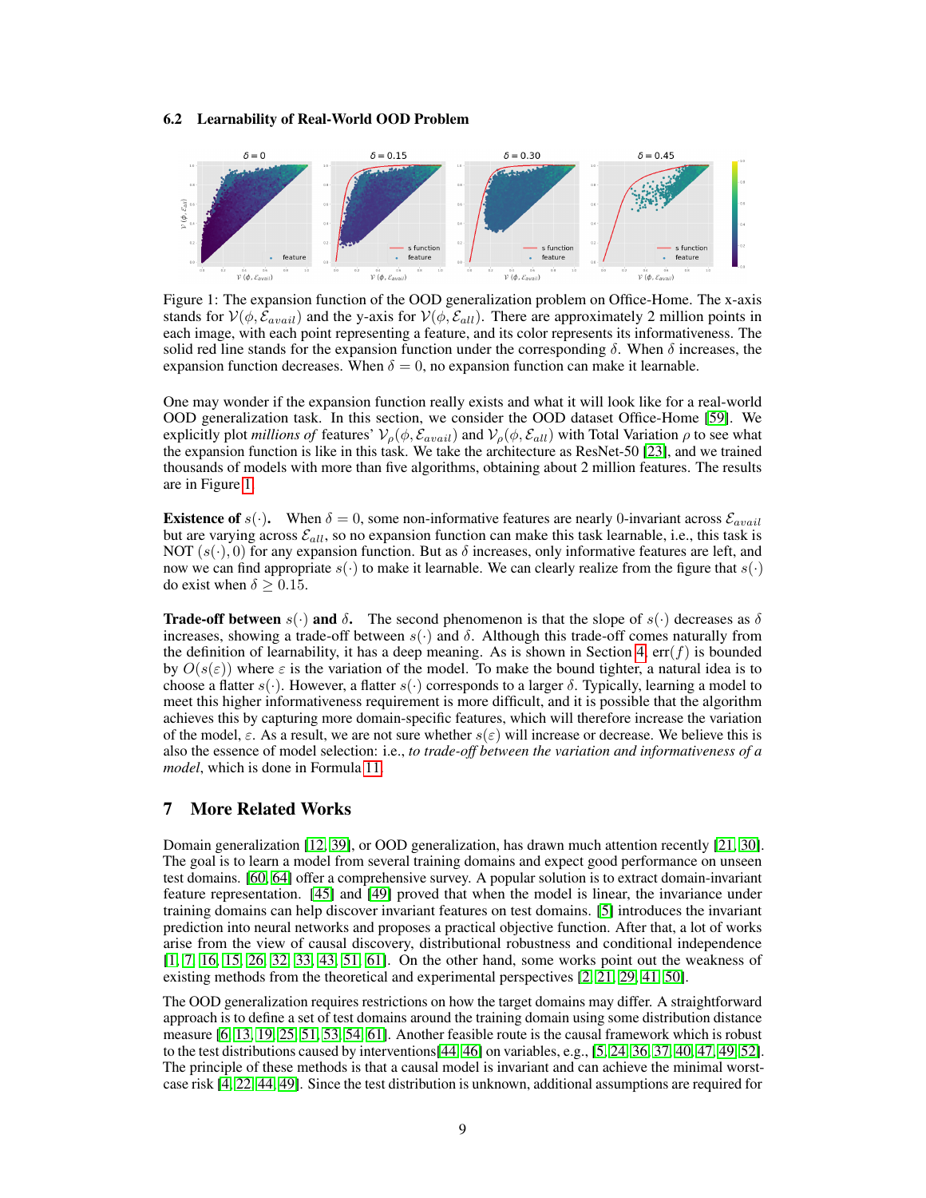### 6.2 Learnability of Real-World OOD Problem

Figure 1: The expansion function of the OOD generalization problem on Office-Home. The x-axis stands for $\mathcal{V}(\phi, \mathcal{E}_{avail})$ and the y-axis for $\mathcal{V}(\phi, \mathcal{E}_{all})$. There are approximately 2 million points in each image, with each point representing a feature, and its color represents its informativeness. The solid red line stands for the expansion function under the corresponding $\delta$. When $\delta$ increases, the expansion function decreases. When $\delta = 0$, no expansion function can make it learnable.

One may wonder if the expansion function really exists and what it will look like for a real-world OOD generalization task. In this section, we consider the OOD dataset Office-Home [59]. We explicitly plot *millions of* features' $\mathcal{V}_\rho(\phi, \mathcal{E}_{avail})$ and $\mathcal{V}_\rho(\phi, \mathcal{E}_{all})$ with Total Variation $\rho$ to see what the expansion function is like in this task. We take the architecture as ResNet-50 [23], and we trained thousands of models with more than five algorithms, obtaining about 2 million features. The results are in Figure 1.

**Existence of $s(\cdot)$.** When $\delta = 0$, some non-informative features are nearly 0-invariant across $\mathcal{E}_{avail}$ but are varying across $\mathcal{E}_{all}$, so no expansion function can make this task learnable, i.e., this task is NOT $(s(\cdot), 0)$ for any expansion function. But as $\delta$ increases, only informative features are left, and now we can find appropriate $s(\cdot)$ to make it learnable. We can clearly realize from the figure that $s(\cdot)$ do exist when $\delta \geq 0.15$.

**Trade-off between $s(\cdot)$ and $\delta$.** The second phenomenon is that the slope of $s(\cdot)$ decreases as $\delta$ increases, showing a trade-off between $s(\cdot)$ and $\delta$. Although this trade-off comes naturally from the definition of learnability, it has a deep meaning. As is shown in Section 4, $\text{err}(f)$ is bounded by $O(s(\varepsilon))$ where $\varepsilon$ is the variation of the model. To make the bound tighter, a natural idea is to choose a flatter $s(\cdot)$. However, a flatter $s(\cdot)$ corresponds to a larger $\delta$. Typically, learning a model to meet this higher informativeness requirement is more difficult, and it is possible that the algorithm achieves this by capturing more domain-specific features, which will therefore increase the variation of the model, $\varepsilon$. As a result, we are not sure whether $s(\varepsilon)$ will increase or decrease. We believe this is also the essence of model selection: i.e., *to trade-off between the variation and informativeness of a model*, which is done in Formula 11.

## 7 More Related Works

Domain generalization [12, 39], or OOD generalization, has drawn much attention recently [21, 30]. The goal is to learn a model from several training domains and expect good performance on unseen test domains. [60, 64] offer a comprehensive survey. A popular solution is to extract domain-invariant feature representation. [45] and [49] proved that when the model is linear, the invariance under training domains can help discover invariant features on test domains. [5] introduces the invariant prediction into neural networks and proposes a practical objective function. After that, a lot of works arise from the view of causal discovery, distributional robustness and conditional independence [1, 7, 16, 15, 26, 32, 33, 43, 51, 61]. On the other hand, some works point out the weakness of existing methods from the theoretical and experimental perspectives [2, 21, 29, 41, 50].

The OOD generalization requires restrictions on how the target domains may differ. A straightforward approach is to define a set of test domains around the training domain using some distribution distance measure [6, 13, 19, 25, 51, 53, 54, 61]. Another feasible route is the causal framework which is robust to the test distributions caused by interventions [44, 46] on variables, e.g., [5, 24, 36, 37, 40, 47, 49, 52]. The principle of these methods is that a causal model is invariant and can achieve the minimal worst-case risk [4, 22, 44, 49]. Since the test distribution is unknown, additional assumptions are required for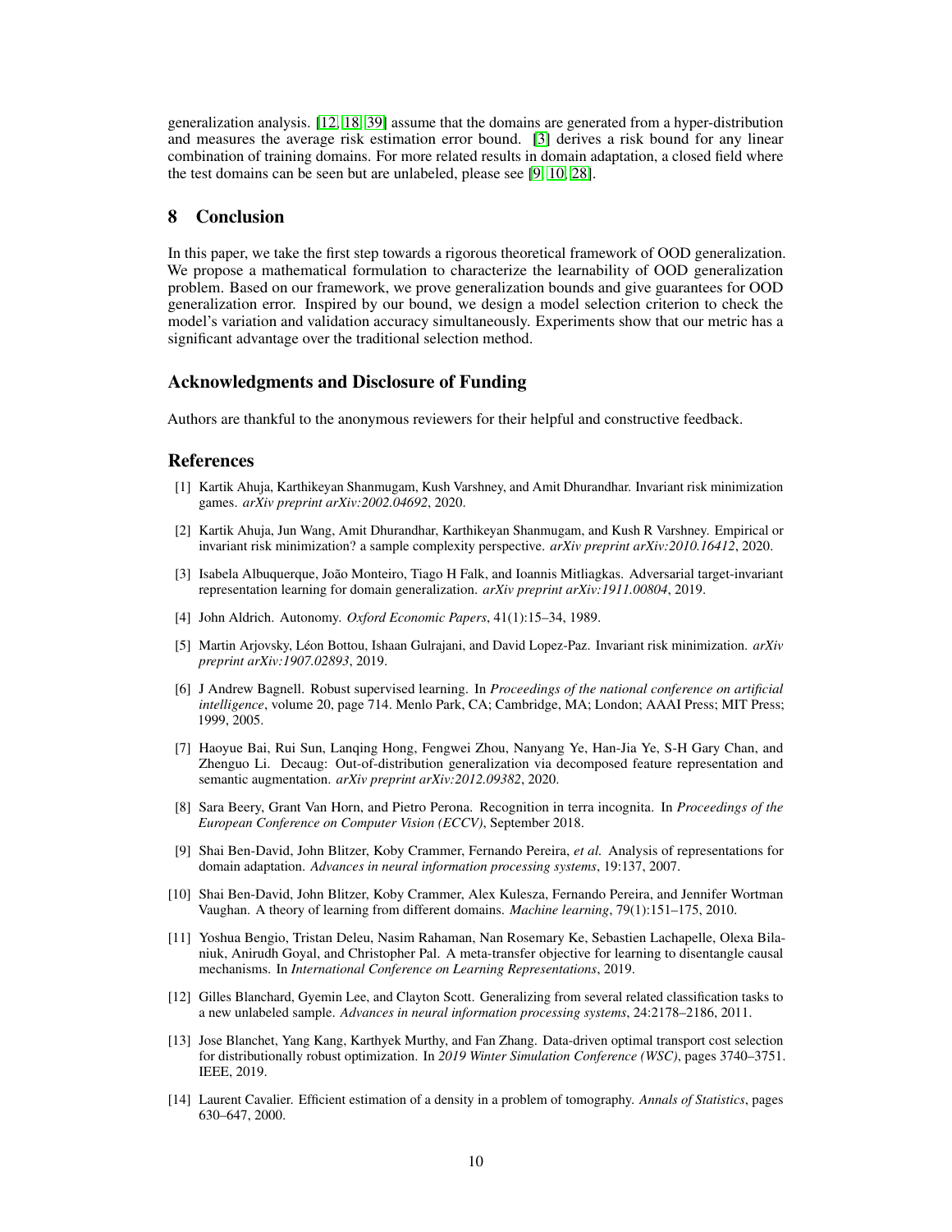generalization analysis. [12, 18, 39] assume that the domains are generated from a hyper-distribution and measures the average risk estimation error bound. [3] derives a risk bound for any linear combination of training domains. For more related results in domain adaptation, a closed field where the test domains can be seen but are unlabeled, please see [9, 10, 28].

## 8 Conclusion

In this paper, we take the first step towards a rigorous theoretical framework of OOD generalization. We propose a mathematical formulation to characterize the learnability of OOD generalization problem. Based on our framework, we prove generalization bounds and give guarantees for OOD generalization error. Inspired by our bound, we design a model selection criterion to check the model's variation and validation accuracy simultaneously. Experiments show that our metric has a significant advantage over the traditional selection method.

## Acknowledgments and Disclosure of Funding

Authors are thankful to the anonymous reviewers for their helpful and constructive feedback.

## References

[1] Kartik Ahuja, Karthikeyan Shanmugam, Kush Varshney, and Amit Dhurandhar. Invariant risk minimization games. *arXiv preprint arXiv:2002.04692*, 2020.

[2] Kartik Ahuja, Jun Wang, Amit Dhurandhar, Karthikeyan Shanmugam, and Kush R Varshney. Empirical or invariant risk minimization? a sample complexity perspective. *arXiv preprint arXiv:2010.16412*, 2020.

[3] Isabela Albuquerque, João Monteiro, Tiago H Falk, and Ioannis Mitliagkas. Adversarial target-invariant representation learning for domain generalization. *arXiv preprint arXiv:1911.00804*, 2019.

[4] John Aldrich. Autonomy. *Oxford Economic Papers*, 41(1):15–34, 1989.

[5] Martin Arjovsky, Léon Bottou, Ishaan Gulrajani, and David Lopez-Paz. Invariant risk minimization. *arXiv preprint arXiv:1907.02893*, 2019.

[6] J Andrew Bagnell. Robust supervised learning. In *Proceedings of the national conference on artificial intelligence*, volume 20, page 714. Menlo Park, CA; Cambridge, MA; London; AAAI Press; MIT Press; 1999, 2005.

[7] Haoyue Bai, Rui Sun, Lanqing Hong, Fengwei Zhou, Nanyang Ye, Han-Jia Ye, S-H Gary Chan, and Zhenguo Li. Decaug: Out-of-distribution generalization via decomposed feature representation and semantic augmentation. *arXiv preprint arXiv:2012.09382*, 2020.

[8] Sara Beery, Grant Van Horn, and Pietro Perona. Recognition in terra incognita. In *Proceedings of the European Conference on Computer Vision (ECCV)*, September 2018.

[9] Shai Ben-David, John Blitzer, Koby Crammer, Fernando Pereira, *et al.* Analysis of representations for domain adaptation. *Advances in neural information processing systems*, 19:137, 2007.

[10] Shai Ben-David, John Blitzer, Koby Crammer, Alex Kulesza, Fernando Pereira, and Jennifer Wortman Vaughan. A theory of learning from different domains. *Machine learning*, 79(1):151–175, 2010.

[11] Yoshua Bengio, Tristan Deleu, Nasim Rahaman, Nan Rosemary Ke, Sebastien Lachapelle, Olexa Bilaniuk, Anirudh Goyal, and Christopher Pal. A meta-transfer objective for learning to disentangle causal mechanisms. In *International Conference on Learning Representations*, 2019.

[12] Gilles Blanchard, Gyemin Lee, and Clayton Scott. Generalizing from several related classification tasks to a new unlabeled sample. *Advances in neural information processing systems*, 24:2178–2186, 2011.

[13] Jose Blanchet, Yang Kang, Karthyek Murthy, and Fan Zhang. Data-driven optimal transport cost selection for distributionally robust optimization. In *2019 Winter Simulation Conference (WSC)*, pages 3740–3751. IEEE, 2019.

[14] Laurent Cavalier. Efficient estimation of a density in a problem of tomography. *Annals of Statistics*, pages 630–647, 2000.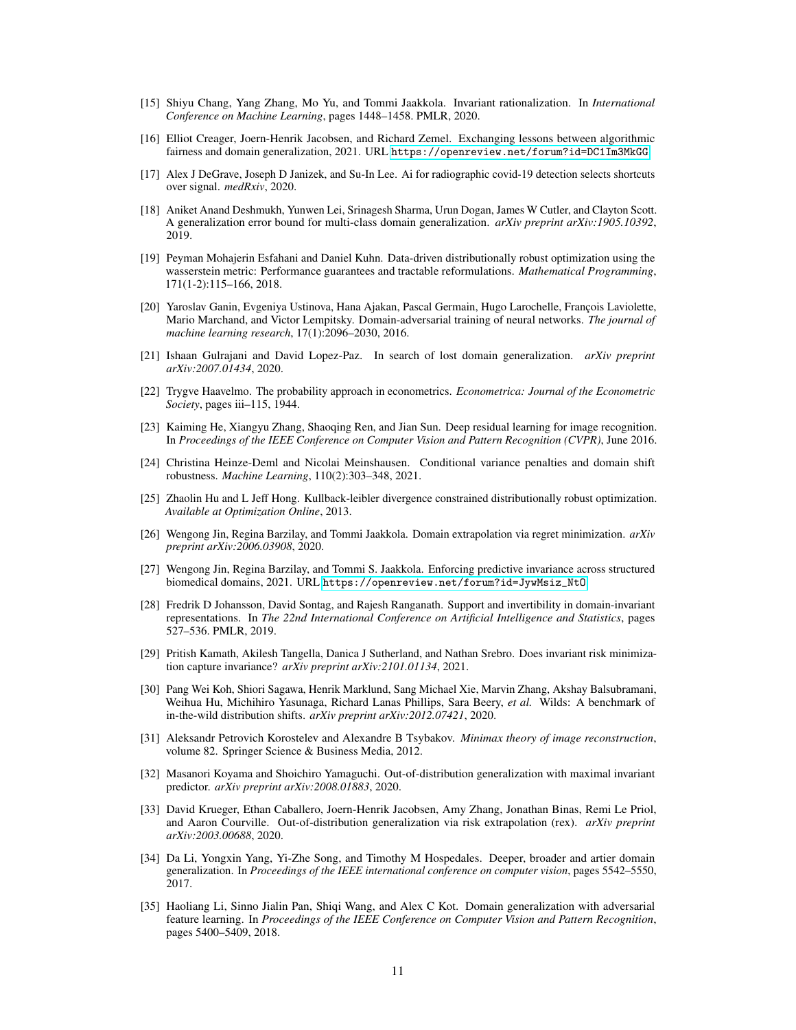[15] Shiyu Chang, Yang Zhang, Mo Yu, and Tommi Jaakkola. Invariant rationalization. In *International Conference on Machine Learning*, pages 1448–1458. PMLR, 2020.

[16] Elliot Creager, Joern-Henrik Jacobsen, and Richard Zemel. Exchanging lessons between algorithmic fairness and domain generalization, 2021. URL https://openreview.net/forum?id=DC1Im3MkGG.

[17] Alex J DeGrave, Joseph D Janizek, and Su-In Lee. Ai for radiographic covid-19 detection selects shortcuts over signal. *medRxiv*, 2020.

[18] Aniket Anand Deshmukh, Yunwen Lei, Srinagesh Sharma, Urun Dogan, James W Cutler, and Clayton Scott. A generalization error bound for multi-class domain generalization. *arXiv preprint arXiv:1905.10392*, 2019.

[19] Peyman Mohajerin Esfahani and Daniel Kuhn. Data-driven distributionally robust optimization using the wasserstein metric: Performance guarantees and tractable reformulations. *Mathematical Programming*, 171(1-2):115–166, 2018.

[20] Yaroslav Ganin, Evgeniya Ustinova, Hana Ajakan, Pascal Germain, Hugo Larochelle, François Laviolette, Mario Marchand, and Victor Lempitsky. Domain-adversarial training of neural networks. *The journal of machine learning research*, 17(1):2096–2030, 2016.

[21] Ishaan Gulrajani and David Lopez-Paz. In search of lost domain generalization. *arXiv preprint arXiv:2007.01434*, 2020.

[22] Trygve Haavelmo. The probability approach in econometrics. *Econometrica: Journal of the Econometric Society*, pages iii–115, 1944.

[23] Kaiming He, Xiangyu Zhang, Shaoqing Ren, and Jian Sun. Deep residual learning for image recognition. In *Proceedings of the IEEE Conference on Computer Vision and Pattern Recognition (CVPR)*, June 2016.

[24] Christina Heinze-Deml and Nicolai Meinshausen. Conditional variance penalties and domain shift robustness. *Machine Learning*, 110(2):303–348, 2021.

[25] Zhaolin Hu and L Jeff Hong. Kullback-leibler divergence constrained distributionally robust optimization. *Available at Optimization Online*, 2013.

[26] Wengong Jin, Regina Barzilay, and Tommi Jaakkola. Domain extrapolation via regret minimization. *arXiv preprint arXiv:2006.03908*, 2020.

[27] Wengong Jin, Regina Barzilay, and Tommi S. Jaakkola. Enforcing predictive invariance across structured biomedical domains, 2021. URL https://openreview.net/forum?id=JywMsiz_NtO.

[28] Fredrik D Johansson, David Sontag, and Rajesh Ranganath. Support and invertibility in domain-invariant representations. In *The 22nd International Conference on Artificial Intelligence and Statistics*, pages 527–536. PMLR, 2019.

[29] Pritish Kamath, Akilesh Tangella, Danica J Sutherland, and Nathan Srebro. Does invariant risk minimization capture invariance? *arXiv preprint arXiv:2101.01134*, 2021.

[30] Pang Wei Koh, Shiori Sagawa, Henrik Marklund, Sang Michael Xie, Marvin Zhang, Akshay Balsubramani, Weihua Hu, Michihiro Yasunaga, Richard Lanas Phillips, Sara Beery, *et al.* Wilds: A benchmark of in-the-wild distribution shifts. *arXiv preprint arXiv:2012.07421*, 2020.

[31] Aleksandr Petrovich Korostelev and Alexandre B Tsybakov. *Minimax theory of image reconstruction*, volume 82. Springer Science & Business Media, 2012.

[32] Masanori Koyama and Shoichiro Yamaguchi. Out-of-distribution generalization with maximal invariant predictor. *arXiv preprint arXiv:2008.01883*, 2020.

[33] David Krueger, Ethan Caballero, Joern-Henrik Jacobsen, Amy Zhang, Jonathan Binas, Remi Le Priol, and Aaron Courville. Out-of-distribution generalization via risk extrapolation (rex). *arXiv preprint arXiv:2003.00688*, 2020.

[34] Da Li, Yongxin Yang, Yi-Zhe Song, and Timothy M Hospedales. Deeper, broader and artier domain generalization. In *Proceedings of the IEEE international conference on computer vision*, pages 5542–5550, 2017.

[35] Haoliang Li, Sinno Jialin Pan, Shiqi Wang, and Alex C Kot. Domain generalization with adversarial feature learning. In *Proceedings of the IEEE Conference on Computer Vision and Pattern Recognition*, pages 5400–5409, 2018.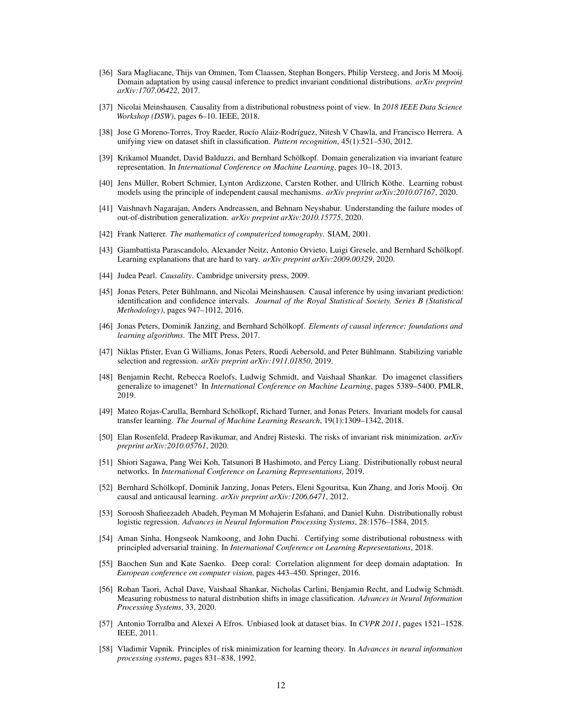[36] Sara Magliacane, Thijs van Ommen, Tom Claassen, Stephan Bongers, Philip Versteeg, and Joris M Mooij. Domain adaptation by using causal inference to predict invariant conditional distributions. *arXiv preprint arXiv:1707.06422*, 2017.

[37] Nicolai Meinshausen. Causality from a distributional robustness point of view. In *2018 IEEE Data Science Workshop (DSW)*, pages 6–10. IEEE, 2018.

[38] Jose G Moreno-Torres, Troy Raeder, Rocío Alaiz-Rodríguez, Nitesh V Chawla, and Francisco Herrera. A unifying view on dataset shift in classification. *Pattern recognition*, 45(1):521–530, 2012.

[39] Krikamol Muandet, David Balduzzi, and Bernhard Schölkopf. Domain generalization via invariant feature representation. In *International Conference on Machine Learning*, pages 10–18, 2013.

[40] Jens Müller, Robert Schmier, Lynton Ardizzone, Carsten Rother, and Ullrich Köthe. Learning robust models using the principle of independent causal mechanisms. *arXiv preprint arXiv:2010.07167*, 2020.

[41] Vaishnavh Nagarajan, Anders Andreassen, and Behnam Neyshabur. Understanding the failure modes of out-of-distribution generalization. *arXiv preprint arXiv:2010.15775*, 2020.

[42] Frank Natterer. *The mathematics of computerized tomography*. SIAM, 2001.

[43] Giambattista Parascandolo, Alexander Neitz, Antonio Orvieto, Luigi Gresele, and Bernhard Schölkopf. Learning explanations that are hard to vary. *arXiv preprint arXiv:2009.00329*, 2020.

[44] Judea Pearl. *Causality*. Cambridge university press, 2009.

[45] Jonas Peters, Peter Bühlmann, and Nicolai Meinshausen. Causal inference by using invariant prediction: identification and confidence intervals. *Journal of the Royal Statistical Society. Series B (Statistical Methodology)*, pages 947–1012, 2016.

[46] Jonas Peters, Dominik Janzing, and Bernhard Schölkopf. *Elements of causal inference: foundations and learning algorithms*. The MIT Press, 2017.

[47] Niklas Pfister, Evan G Williams, Jonas Peters, Ruedi Aebersold, and Peter Bühlmann. Stabilizing variable selection and regression. *arXiv preprint arXiv:1911.01850*, 2019.

[48] Benjamin Recht, Rebecca Roelofs, Ludwig Schmidt, and Vaishaal Shankar. Do imagenet classifiers generalize to imagenet? In *International Conference on Machine Learning*, pages 5389–5400. PMLR, 2019.

[49] Mateo Rojas-Carulla, Bernhard Schölkopf, Richard Turner, and Jonas Peters. Invariant models for causal transfer learning. *The Journal of Machine Learning Research*, 19(1):1309–1342, 2018.

[50] Elan Rosenfeld, Pradeep Ravikumar, and Andrej Risteski. The risks of invariant risk minimization. *arXiv preprint arXiv:2010.05761*, 2020.

[51] Shiori Sagawa, Pang Wei Koh, Tatsunori B Hashimoto, and Percy Liang. Distributionally robust neural networks. In *International Conference on Learning Representations*, 2019.

[52] Bernhard Schölkopf, Dominik Janzing, Jonas Peters, Eleni Sgouritsa, Kun Zhang, and Joris Mooij. On causal and anticausal learning. *arXiv preprint arXiv:1206.6471*, 2012.

[53] Soroosh Shafieezadeh Abadeh, Peyman M Mohajerin Esfahani, and Daniel Kuhn. Distributionally robust logistic regression. *Advances in Neural Information Processing Systems*, 28:1576–1584, 2015.

[54] Aman Sinha, Hongseok Namkoong, and John Duchi. Certifying some distributional robustness with principled adversarial training. In *International Conference on Learning Representations*, 2018.

[55] Baochen Sun and Kate Saenko. Deep coral: Correlation alignment for deep domain adaptation. In *European conference on computer vision*, pages 443–450. Springer, 2016.

[56] Rohan Taori, Achal Dave, Vaishaal Shankar, Nicholas Carlini, Benjamin Recht, and Ludwig Schmidt. Measuring robustness to natural distribution shifts in image classification. *Advances in Neural Information Processing Systems*, 33, 2020.

[57] Antonio Torralba and Alexei A Efros. Unbiased look at dataset bias. In *CVPR 2011*, pages 1521–1528. IEEE, 2011.

[58] Vladimir Vapnik. Principles of risk minimization for learning theory. In *Advances in neural information processing systems*, pages 831–838, 1992.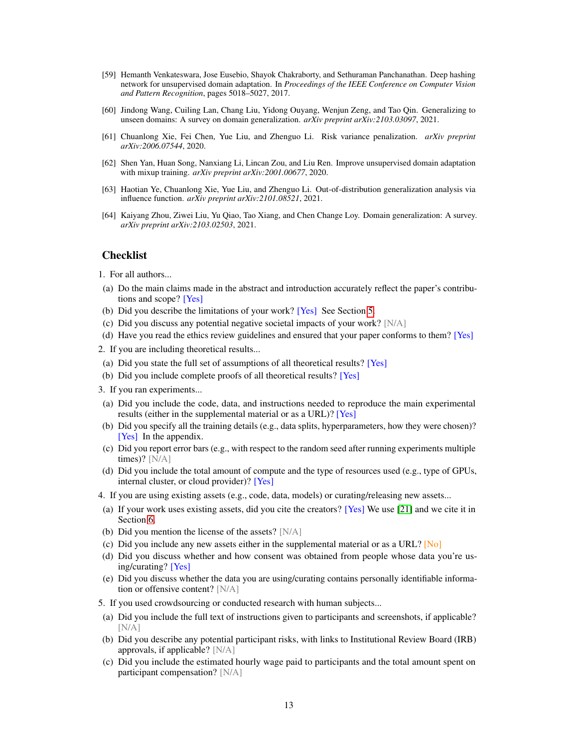[59] Hemanth Venkateswara, Jose Eusebio, Shayok Chakraborty, and Sethuraman Panchanathan. Deep hashing network for unsupervised domain adaptation. In *Proceedings of the IEEE Conference on Computer Vision and Pattern Recognition*, pages 5018–5027, 2017.

[60] Jindong Wang, Cuiling Lan, Chang Liu, Yidong Ouyang, Wenjun Zeng, and Tao Qin. Generalizing to unseen domains: A survey on domain generalization. *arXiv preprint arXiv:2103.03097*, 2021.

[61] Chuanlong Xie, Fei Chen, Yue Liu, and Zhenguo Li. Risk variance penalization. *arXiv preprint arXiv:2006.07544*, 2020.

[62] Shen Yan, Huan Song, Nanxiang Li, Lincan Zou, and Liu Ren. Improve unsupervised domain adaptation with mixup training. *arXiv preprint arXiv:2001.00677*, 2020.

[63] Haotian Ye, Chuanlong Xie, Yue Liu, and Zhenguo Li. Out-of-distribution generalization analysis via influence function. *arXiv preprint arXiv:2101.08521*, 2021.

[64] Kaiyang Zhou, Ziwei Liu, Yu Qiao, Tao Xiang, and Chen Change Loy. Domain generalization: A survey. *arXiv preprint arXiv:2103.02503*, 2021.

## Checklist

1. For all authors...
   (a) Do the main claims made in the abstract and introduction accurately reflect the paper's contributions and scope? [Yes]
   (b) Did you describe the limitations of your work? [Yes] See Section 5
   (c) Did you discuss any potential negative societal impacts of your work? [N/A]
   (d) Have you read the ethics review guidelines and ensured that your paper conforms to them? [Yes]
2. If you are including theoretical results...
   (a) Did you state the full set of assumptions of all theoretical results? [Yes]
   (b) Did you include complete proofs of all theoretical results? [Yes]
3. If you ran experiments...
   (a) Did you include the code, data, and instructions needed to reproduce the main experimental results (either in the supplemental material or as a URL)? [Yes]
   (b) Did you specify all the training details (e.g., data splits, hyperparameters, how they were chosen)? [Yes] In the appendix.
   (c) Did you report error bars (e.g., with respect to the random seed after running experiments multiple times)? [N/A]
   (d) Did you include the total amount of compute and the type of resources used (e.g., type of GPUs, internal cluster, or cloud provider)? [Yes]
4. If you are using existing assets (e.g., code, data, models) or curating/releasing new assets...
   (a) If your work uses existing assets, did you cite the creators? [Yes] We use [21] and we cite it in Section 6.
   (b) Did you mention the license of the assets? [N/A]
   (c) Did you include any new assets either in the supplemental material or as a URL? [No]
   (d) Did you discuss whether and how consent was obtained from people whose data you're using/curating? [Yes]
   (e) Did you discuss whether the data you are using/curating contains personally identifiable information or offensive content? [N/A]
5. If you used crowdsourcing or conducted research with human subjects...
   (a) Did you include the full text of instructions given to participants and screenshots, if applicable? [N/A]
   (b) Did you describe any potential participant risks, with links to Institutional Review Board (IRB) approvals, if applicable? [N/A]
   (c) Did you include the estimated hourly wage paid to participants and the total amount spent on participant compensation? [N/A]